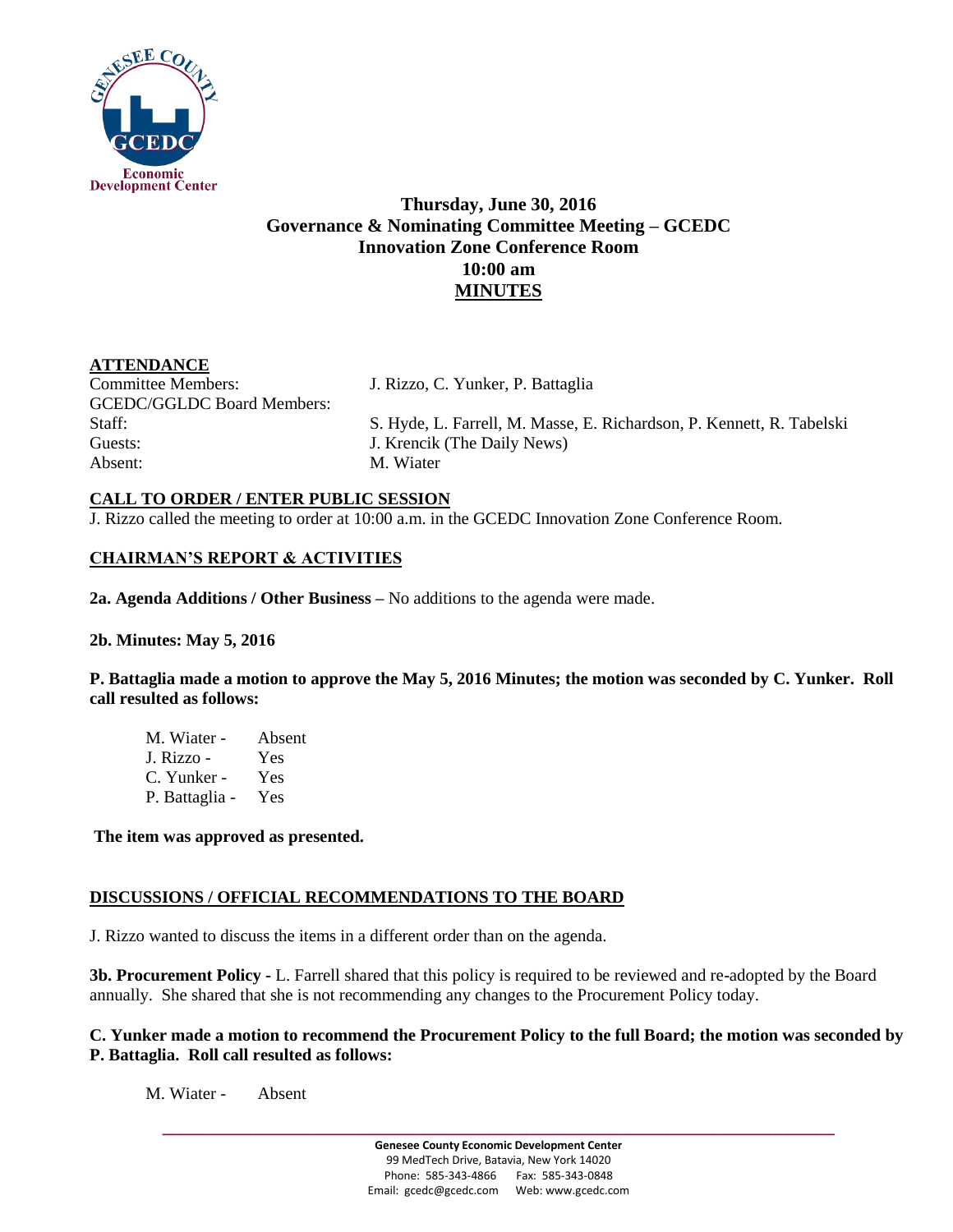**Thursday, June 30, 2016**
**Governance & Nominating Committee Meeting – GCEDC**
**Innovation Zone Conference Room**
**10:00 am**
**MINUTES**

**ATTENDANCE**

| | |
|---|---|
| Committee Members: | J. Rizzo, C. Yunker, P. Battaglia |
| GCEDC/GGLDC Board Members: | |
| Staff: | S. Hyde, L. Farrell, M. Masse, E. Richardson, P. Kennett, R. Tabelski |
| Guests: | J. Krencik (The Daily News) |
| Absent: | M. Wiater |

**CALL TO ORDER / ENTER PUBLIC SESSION**

J. Rizzo called the meeting to order at 10:00 a.m. in the GCEDC Innovation Zone Conference Room.

**CHAIRMAN'S REPORT & ACTIVITIES**

**2a. Agenda Additions / Other Business –** No additions to the agenda were made.

**2b. Minutes: May 5, 2016**

**P. Battaglia made a motion to approve the May 5, 2016 Minutes; the motion was seconded by C. Yunker. Roll call resulted as follows:**

M. Wiater - Absent
J. Rizzo - Yes
C. Yunker - Yes
P. Battaglia - Yes

**The item was approved as presented.**

**DISCUSSIONS / OFFICIAL RECOMMENDATIONS TO THE BOARD**

J. Rizzo wanted to discuss the items in a different order than on the agenda.

**3b. Procurement Policy -** L. Farrell shared that this policy is required to be reviewed and re-adopted by the Board annually. She shared that she is not recommending any changes to the Procurement Policy today.

**C. Yunker made a motion to recommend the Procurement Policy to the full Board; the motion was seconded by P. Battaglia. Roll call resulted as follows:**

M. Wiater - Absent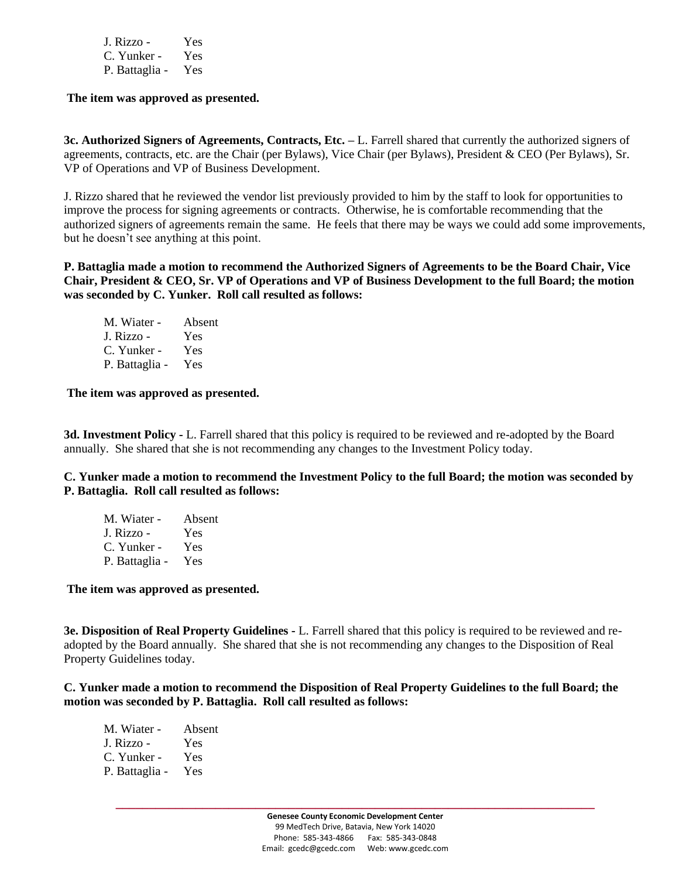J. Rizzo - Yes
C. Yunker - Yes
P. Battaglia - Yes

**The item was approved as presented.**

**3c. Authorized Signers of Agreements, Contracts, Etc. –** L. Farrell shared that currently the authorized signers of agreements, contracts, etc. are the Chair (per Bylaws), Vice Chair (per Bylaws), President & CEO (Per Bylaws), Sr. VP of Operations and VP of Business Development.

J. Rizzo shared that he reviewed the vendor list previously provided to him by the staff to look for opportunities to improve the process for signing agreements or contracts. Otherwise, he is comfortable recommending that the authorized signers of agreements remain the same. He feels that there may be ways we could add some improvements, but he doesn't see anything at this point.

**P. Battaglia made a motion to recommend the Authorized Signers of Agreements to be the Board Chair, Vice Chair, President & CEO, Sr. VP of Operations and VP of Business Development to the full Board; the motion was seconded by C. Yunker. Roll call resulted as follows:**

M. Wiater - Absent
J. Rizzo - Yes
C. Yunker - Yes
P. Battaglia - Yes

**The item was approved as presented.**

**3d. Investment Policy -** L. Farrell shared that this policy is required to be reviewed and re-adopted by the Board annually. She shared that she is not recommending any changes to the Investment Policy today.

**C. Yunker made a motion to recommend the Investment Policy to the full Board; the motion was seconded by P. Battaglia. Roll call resulted as follows:**

M. Wiater - Absent
J. Rizzo - Yes
C. Yunker - Yes
P. Battaglia - Yes

**The item was approved as presented.**

**3e. Disposition of Real Property Guidelines** - L. Farrell shared that this policy is required to be reviewed and re-adopted by the Board annually. She shared that she is not recommending any changes to the Disposition of Real Property Guidelines today.

**C. Yunker made a motion to recommend the Disposition of Real Property Guidelines to the full Board; the motion was seconded by P. Battaglia. Roll call resulted as follows:**

M. Wiater - Absent
J. Rizzo - Yes
C. Yunker - Yes
P. Battaglia - Yes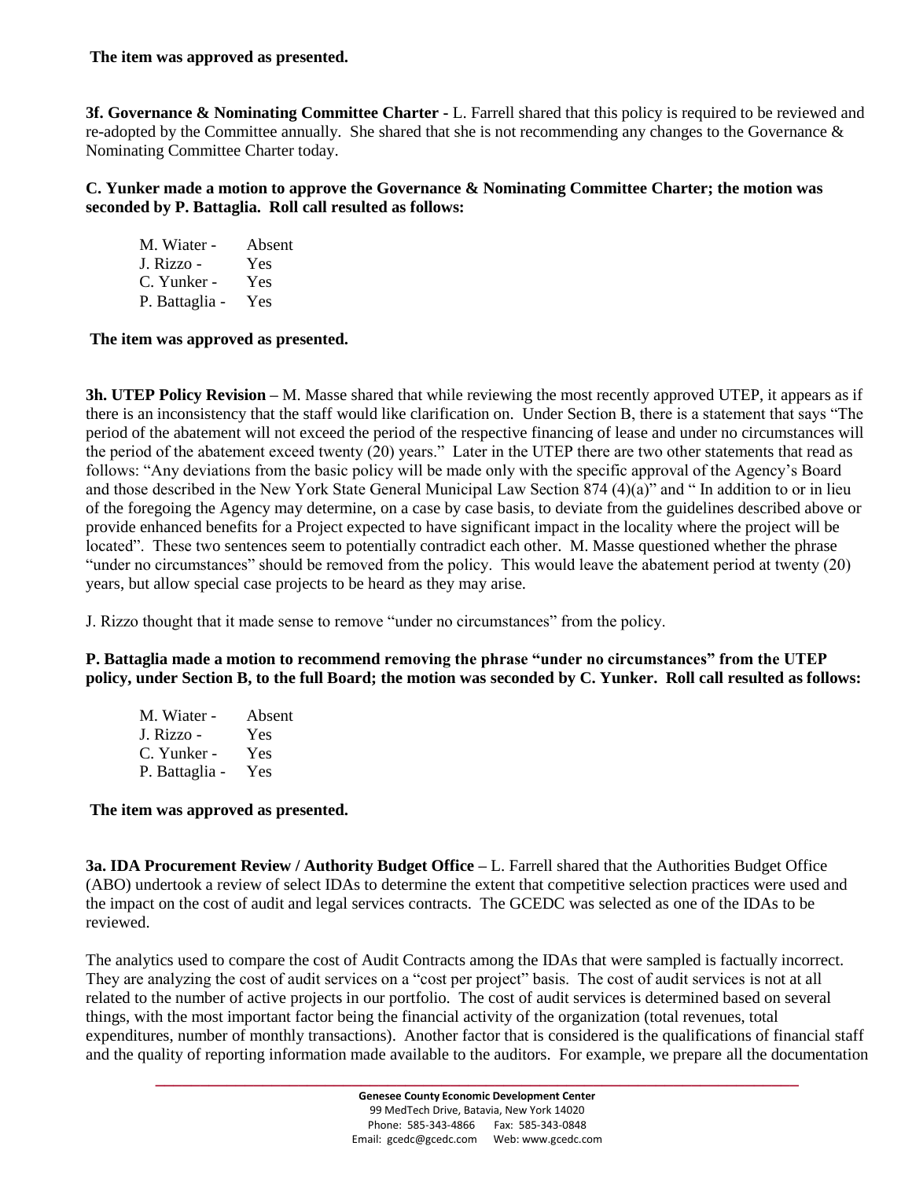**The item was approved as presented.**

**3f. Governance & Nominating Committee Charter -** L. Farrell shared that this policy is required to be reviewed and re-adopted by the Committee annually. She shared that she is not recommending any changes to the Governance & Nominating Committee Charter today.

**C. Yunker made a motion to approve the Governance & Nominating Committee Charter; the motion was seconded by P. Battaglia. Roll call resulted as follows:**

M. Wiater - Absent
J. Rizzo - Yes
C. Yunker - Yes
P. Battaglia - Yes

**The item was approved as presented.**

**3h. UTEP Policy Revision –** M. Masse shared that while reviewing the most recently approved UTEP, it appears as if there is an inconsistency that the staff would like clarification on. Under Section B, there is a statement that says "The period of the abatement will not exceed the period of the respective financing of lease and under no circumstances will the period of the abatement exceed twenty (20) years." Later in the UTEP there are two other statements that read as follows: "Any deviations from the basic policy will be made only with the specific approval of the Agency's Board and those described in the New York State General Municipal Law Section 874 (4)(a)" and " In addition to or in lieu of the foregoing the Agency may determine, on a case by case basis, to deviate from the guidelines described above or provide enhanced benefits for a Project expected to have significant impact in the locality where the project will be located". These two sentences seem to potentially contradict each other. M. Masse questioned whether the phrase "under no circumstances" should be removed from the policy. This would leave the abatement period at twenty (20) years, but allow special case projects to be heard as they may arise.

J. Rizzo thought that it made sense to remove "under no circumstances" from the policy.

**P. Battaglia made a motion to recommend removing the phrase "under no circumstances" from the UTEP policy, under Section B, to the full Board; the motion was seconded by C. Yunker. Roll call resulted as follows:**

M. Wiater - Absent
J. Rizzo - Yes
C. Yunker - Yes
P. Battaglia - Yes

**The item was approved as presented.**

**3a. IDA Procurement Review / Authority Budget Office –** L. Farrell shared that the Authorities Budget Office (ABO) undertook a review of select IDAs to determine the extent that competitive selection practices were used and the impact on the cost of audit and legal services contracts. The GCEDC was selected as one of the IDAs to be reviewed.

The analytics used to compare the cost of Audit Contracts among the IDAs that were sampled is factually incorrect. They are analyzing the cost of audit services on a "cost per project" basis. The cost of audit services is not at all related to the number of active projects in our portfolio. The cost of audit services is determined based on several things, with the most important factor being the financial activity of the organization (total revenues, total expenditures, number of monthly transactions). Another factor that is considered is the qualifications of financial staff and the quality of reporting information made available to the auditors. For example, we prepare all the documentation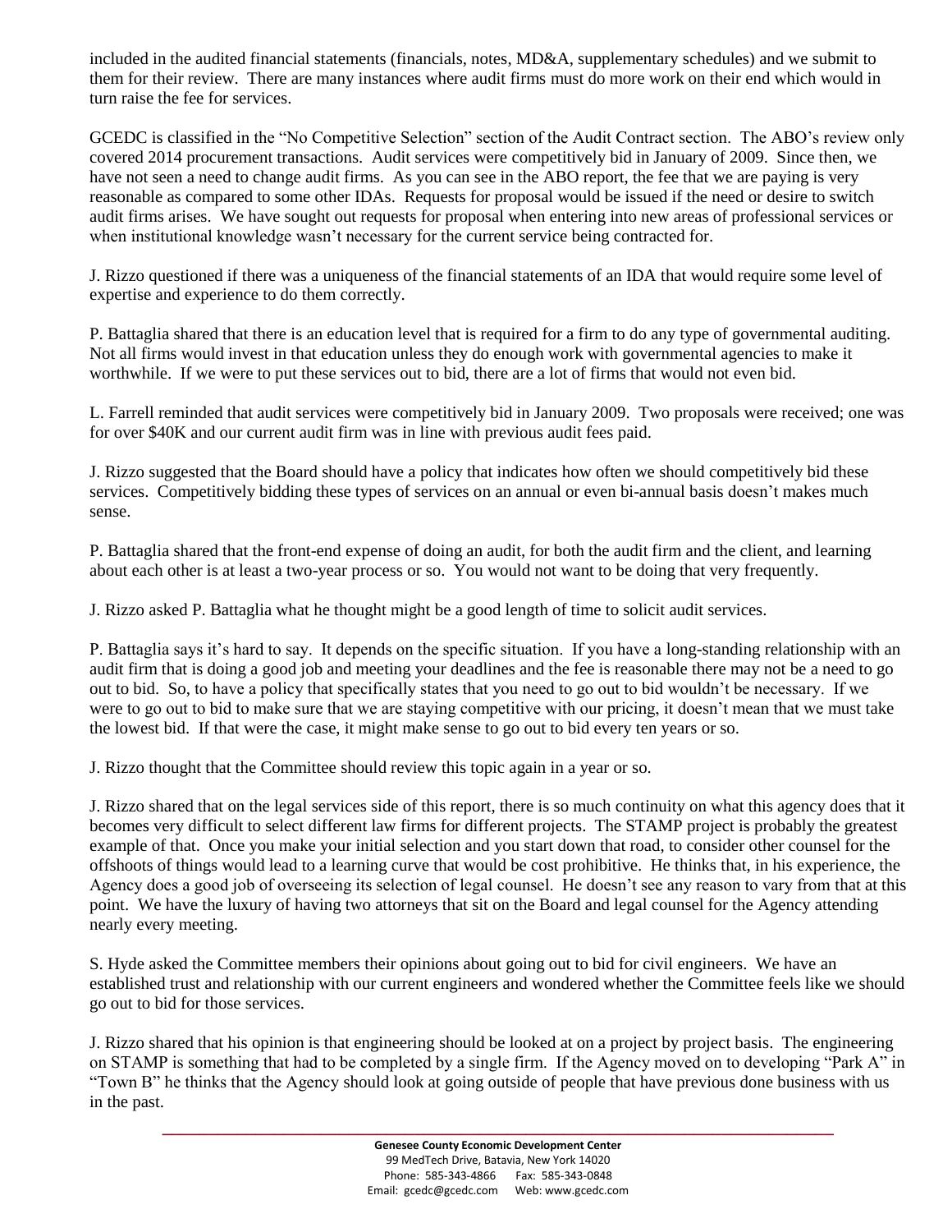included in the audited financial statements (financials, notes, MD&A, supplementary schedules) and we submit to them for their review. There are many instances where audit firms must do more work on their end which would in turn raise the fee for services.

GCEDC is classified in the "No Competitive Selection" section of the Audit Contract section. The ABO's review only covered 2014 procurement transactions. Audit services were competitively bid in January of 2009. Since then, we have not seen a need to change audit firms. As you can see in the ABO report, the fee that we are paying is very reasonable as compared to some other IDAs. Requests for proposal would be issued if the need or desire to switch audit firms arises. We have sought out requests for proposal when entering into new areas of professional services or when institutional knowledge wasn't necessary for the current service being contracted for.

J. Rizzo questioned if there was a uniqueness of the financial statements of an IDA that would require some level of expertise and experience to do them correctly.

P. Battaglia shared that there is an education level that is required for a firm to do any type of governmental auditing. Not all firms would invest in that education unless they do enough work with governmental agencies to make it worthwhile. If we were to put these services out to bid, there are a lot of firms that would not even bid.

L. Farrell reminded that audit services were competitively bid in January 2009. Two proposals were received; one was for over $40K and our current audit firm was in line with previous audit fees paid.

J. Rizzo suggested that the Board should have a policy that indicates how often we should competitively bid these services. Competitively bidding these types of services on an annual or even bi-annual basis doesn't makes much sense.

P. Battaglia shared that the front-end expense of doing an audit, for both the audit firm and the client, and learning about each other is at least a two-year process or so. You would not want to be doing that very frequently.

J. Rizzo asked P. Battaglia what he thought might be a good length of time to solicit audit services.

P. Battaglia says it's hard to say. It depends on the specific situation. If you have a long-standing relationship with an audit firm that is doing a good job and meeting your deadlines and the fee is reasonable there may not be a need to go out to bid. So, to have a policy that specifically states that you need to go out to bid wouldn't be necessary. If we were to go out to bid to make sure that we are staying competitive with our pricing, it doesn't mean that we must take the lowest bid. If that were the case, it might make sense to go out to bid every ten years or so.

J. Rizzo thought that the Committee should review this topic again in a year or so.

J. Rizzo shared that on the legal services side of this report, there is so much continuity on what this agency does that it becomes very difficult to select different law firms for different projects. The STAMP project is probably the greatest example of that. Once you make your initial selection and you start down that road, to consider other counsel for the offshoots of things would lead to a learning curve that would be cost prohibitive. He thinks that, in his experience, the Agency does a good job of overseeing its selection of legal counsel. He doesn't see any reason to vary from that at this point. We have the luxury of having two attorneys that sit on the Board and legal counsel for the Agency attending nearly every meeting.

S. Hyde asked the Committee members their opinions about going out to bid for civil engineers. We have an established trust and relationship with our current engineers and wondered whether the Committee feels like we should go out to bid for those services.

J. Rizzo shared that his opinion is that engineering should be looked at on a project by project basis. The engineering on STAMP is something that had to be completed by a single firm. If the Agency moved on to developing "Park A" in "Town B" he thinks that the Agency should look at going outside of people that have previous done business with us in the past.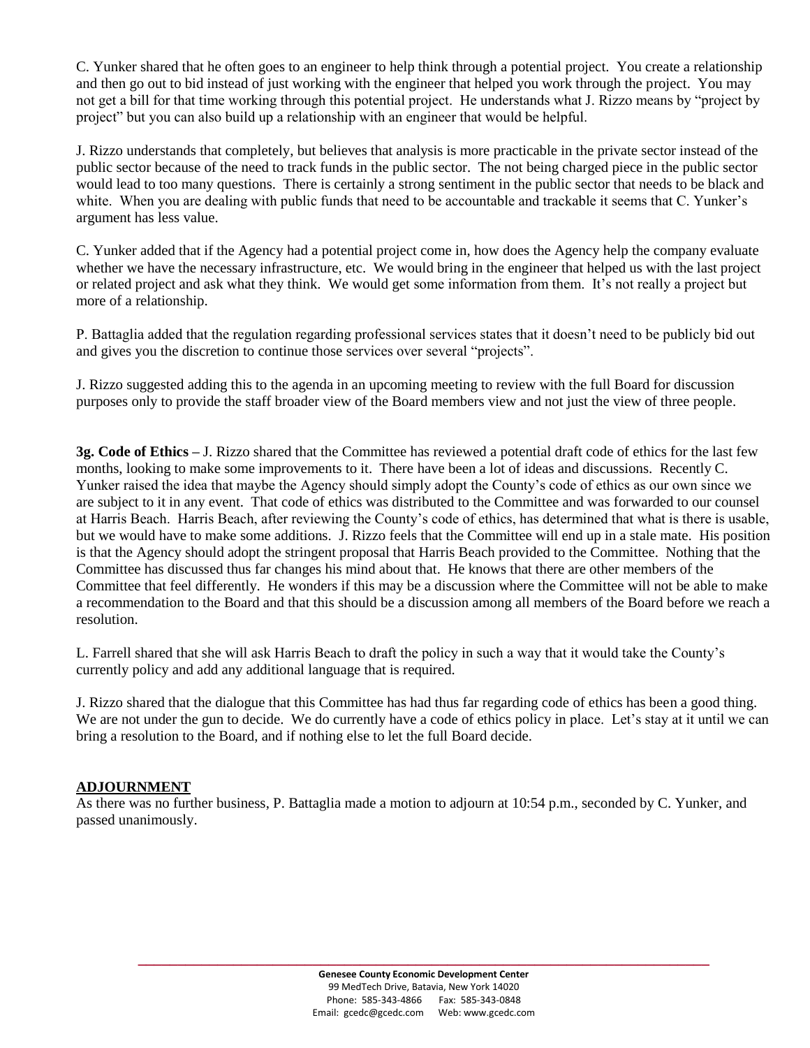C. Yunker shared that he often goes to an engineer to help think through a potential project. You create a relationship and then go out to bid instead of just working with the engineer that helped you work through the project. You may not get a bill for that time working through this potential project. He understands what J. Rizzo means by "project by project" but you can also build up a relationship with an engineer that would be helpful.

J. Rizzo understands that completely, but believes that analysis is more practicable in the private sector instead of the public sector because of the need to track funds in the public sector. The not being charged piece in the public sector would lead to too many questions. There is certainly a strong sentiment in the public sector that needs to be black and white. When you are dealing with public funds that need to be accountable and trackable it seems that C. Yunker's argument has less value.

C. Yunker added that if the Agency had a potential project come in, how does the Agency help the company evaluate whether we have the necessary infrastructure, etc. We would bring in the engineer that helped us with the last project or related project and ask what they think. We would get some information from them. It's not really a project but more of a relationship.

P. Battaglia added that the regulation regarding professional services states that it doesn't need to be publicly bid out and gives you the discretion to continue those services over several "projects".

J. Rizzo suggested adding this to the agenda in an upcoming meeting to review with the full Board for discussion purposes only to provide the staff broader view of the Board members view and not just the view of three people.

**3g. Code of Ethics –** J. Rizzo shared that the Committee has reviewed a potential draft code of ethics for the last few months, looking to make some improvements to it. There have been a lot of ideas and discussions. Recently C. Yunker raised the idea that maybe the Agency should simply adopt the County's code of ethics as our own since we are subject to it in any event. That code of ethics was distributed to the Committee and was forwarded to our counsel at Harris Beach. Harris Beach, after reviewing the County's code of ethics, has determined that what is there is usable, but we would have to make some additions. J. Rizzo feels that the Committee will end up in a stale mate. His position is that the Agency should adopt the stringent proposal that Harris Beach provided to the Committee. Nothing that the Committee has discussed thus far changes his mind about that. He knows that there are other members of the Committee that feel differently. He wonders if this may be a discussion where the Committee will not be able to make a recommendation to the Board and that this should be a discussion among all members of the Board before we reach a resolution.

L. Farrell shared that she will ask Harris Beach to draft the policy in such a way that it would take the County's currently policy and add any additional language that is required.

J. Rizzo shared that the dialogue that this Committee has had thus far regarding code of ethics has been a good thing. We are not under the gun to decide. We do currently have a code of ethics policy in place. Let's stay at it until we can bring a resolution to the Board, and if nothing else to let the full Board decide.

## ADJOURNMENT

As there was no further business, P. Battaglia made a motion to adjourn at 10:54 p.m., seconded by C. Yunker, and passed unanimously.